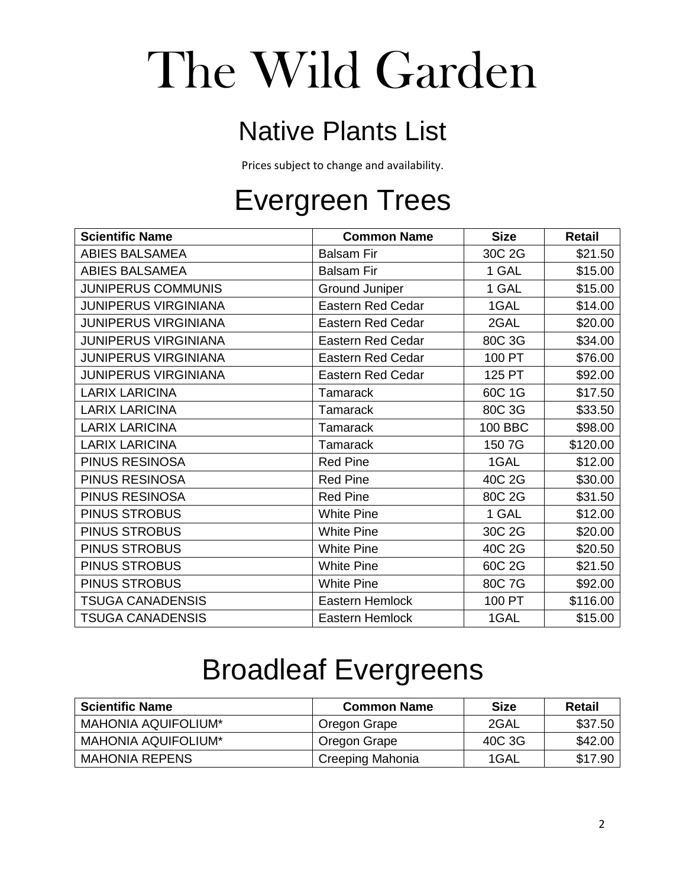# The Wild Garden

## Native Plants List

Prices subject to change and availability.

## Evergreen Trees

| Scientific Name | Common Name | Size | Retail |
|---|---|---|---|
| ABIES BALSAMEA | Balsam Fir | 30C 2G | $21.50 |
| ABIES BALSAMEA | Balsam Fir | 1 GAL | $15.00 |
| JUNIPERUS COMMUNIS | Ground Juniper | 1 GAL | $15.00 |
| JUNIPERUS VIRGINIANA | Eastern Red Cedar | 1GAL | $14.00 |
| JUNIPERUS VIRGINIANA | Eastern Red Cedar | 2GAL | $20.00 |
| JUNIPERUS VIRGINIANA | Eastern Red Cedar | 80C 3G | $34.00 |
| JUNIPERUS VIRGINIANA | Eastern Red Cedar | 100 PT | $76.00 |
| JUNIPERUS VIRGINIANA | Eastern Red Cedar | 125 PT | $92.00 |
| LARIX LARICINA | Tamarack | 60C 1G | $17.50 |
| LARIX LARICINA | Tamarack | 80C 3G | $33.50 |
| LARIX LARICINA | Tamarack | 100 BBC | $98.00 |
| LARIX LARICINA | Tamarack | 150 7G | $120.00 |
| PINUS RESINOSA | Red Pine | 1GAL | $12.00 |
| PINUS RESINOSA | Red Pine | 40C 2G | $30.00 |
| PINUS RESINOSA | Red Pine | 80C 2G | $31.50 |
| PINUS STROBUS | White Pine | 1 GAL | $12.00 |
| PINUS STROBUS | White Pine | 30C 2G | $20.00 |
| PINUS STROBUS | White Pine | 40C 2G | $20.50 |
| PINUS STROBUS | White Pine | 60C 2G | $21.50 |
| PINUS STROBUS | White Pine | 80C 7G | $92.00 |
| TSUGA CANADENSIS | Eastern Hemlock | 100 PT | $116.00 |
| TSUGA CANADENSIS | Eastern Hemlock | 1GAL | $15.00 |

## Broadleaf Evergreens

| Scientific Name | Common Name | Size | Retail |
|---|---|---|---|
| MAHONIA AQUIFOLIUM* | Oregon Grape | 2GAL | $37.50 |
| MAHONIA AQUIFOLIUM* | Oregon Grape | 40C 3G | $42.00 |
| MAHONIA REPENS | Creeping Mahonia | 1GAL | $17.90 |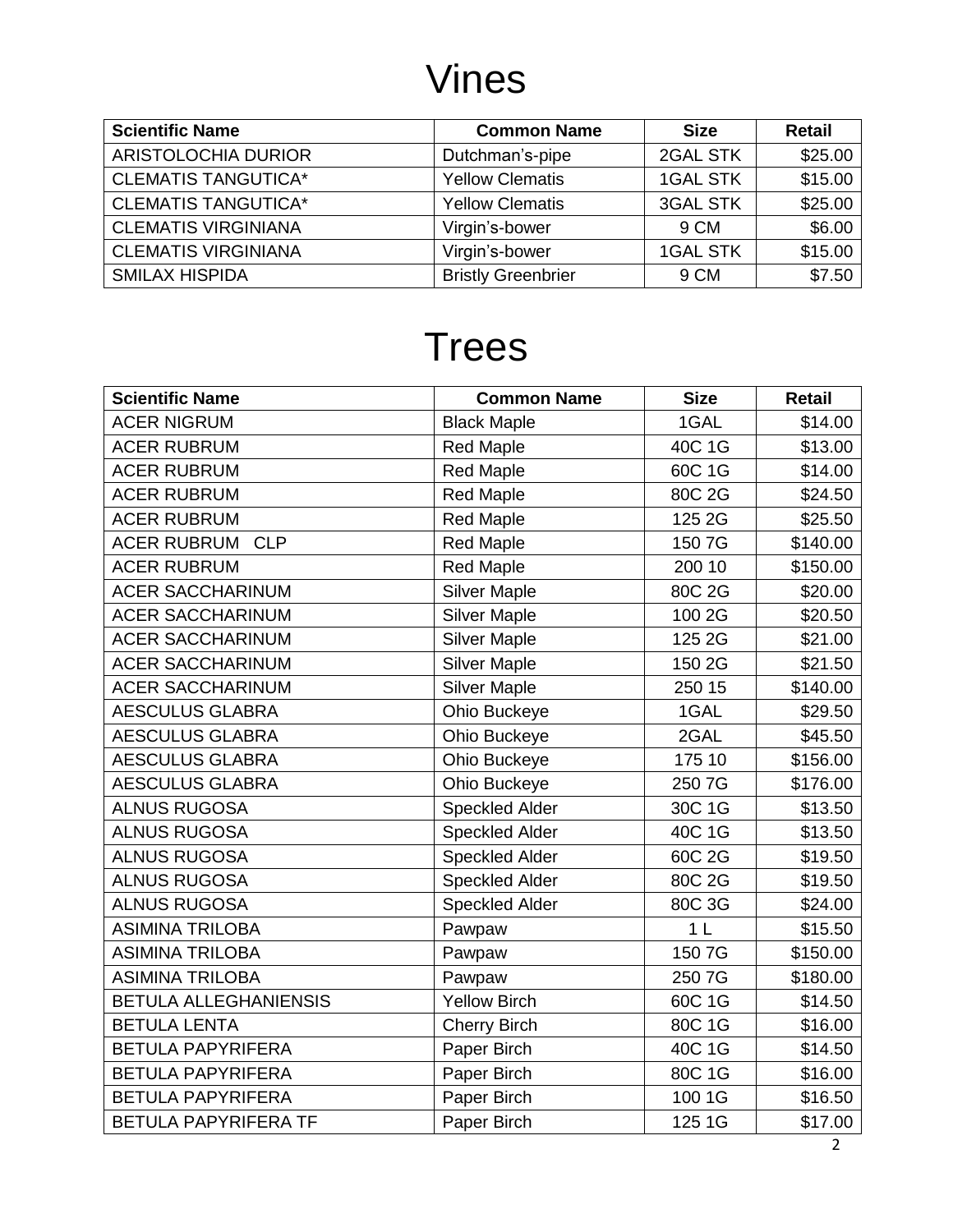# Vines

| Scientific Name | Common Name | Size | Retail |
|---|---|---|---|
| ARISTOLOCHIA DURIOR | Dutchman's-pipe | 2GAL STK | $25.00 |
| CLEMATIS TANGUTICA* | Yellow Clematis | 1GAL STK | $15.00 |
| CLEMATIS TANGUTICA* | Yellow Clematis | 3GAL STK | $25.00 |
| CLEMATIS VIRGINIANA | Virgin's-bower | 9 CM | $6.00 |
| CLEMATIS VIRGINIANA | Virgin's-bower | 1GAL STK | $15.00 |
| SMILAX HISPIDA | Bristly Greenbrier | 9 CM | $7.50 |

# Trees

| Scientific Name | Common Name | Size | Retail |
|---|---|---|---|
| ACER NIGRUM | Black Maple | 1GAL | $14.00 |
| ACER RUBRUM | Red Maple | 40C 1G | $13.00 |
| ACER RUBRUM | Red Maple | 60C 1G | $14.00 |
| ACER RUBRUM | Red Maple | 80C 2G | $24.50 |
| ACER RUBRUM | Red Maple | 125 2G | $25.50 |
| ACER RUBRUM CLP | Red Maple | 150 7G | $140.00 |
| ACER RUBRUM | Red Maple | 200 10 | $150.00 |
| ACER SACCHARINUM | Silver Maple | 80C 2G | $20.00 |
| ACER SACCHARINUM | Silver Maple | 100 2G | $20.50 |
| ACER SACCHARINUM | Silver Maple | 125 2G | $21.00 |
| ACER SACCHARINUM | Silver Maple | 150 2G | $21.50 |
| ACER SACCHARINUM | Silver Maple | 250 15 | $140.00 |
| AESCULUS GLABRA | Ohio Buckeye | 1GAL | $29.50 |
| AESCULUS GLABRA | Ohio Buckeye | 2GAL | $45.50 |
| AESCULUS GLABRA | Ohio Buckeye | 175 10 | $156.00 |
| AESCULUS GLABRA | Ohio Buckeye | 250 7G | $176.00 |
| ALNUS RUGOSA | Speckled Alder | 30C 1G | $13.50 |
| ALNUS RUGOSA | Speckled Alder | 40C 1G | $13.50 |
| ALNUS RUGOSA | Speckled Alder | 60C 2G | $19.50 |
| ALNUS RUGOSA | Speckled Alder | 80C 2G | $19.50 |
| ALNUS RUGOSA | Speckled Alder | 80C 3G | $24.00 |
| ASIMINA TRILOBA | Pawpaw | 1 L | $15.50 |
| ASIMINA TRILOBA | Pawpaw | 150 7G | $150.00 |
| ASIMINA TRILOBA | Pawpaw | 250 7G | $180.00 |
| BETULA ALLEGHANIENSIS | Yellow Birch | 60C 1G | $14.50 |
| BETULA LENTA | Cherry Birch | 80C 1G | $16.00 |
| BETULA PAPYRIFERA | Paper Birch | 40C 1G | $14.50 |
| BETULA PAPYRIFERA | Paper Birch | 80C 1G | $16.00 |
| BETULA PAPYRIFERA | Paper Birch | 100 1G | $16.50 |
| BETULA PAPYRIFERA TF | Paper Birch | 125 1G | $17.00 |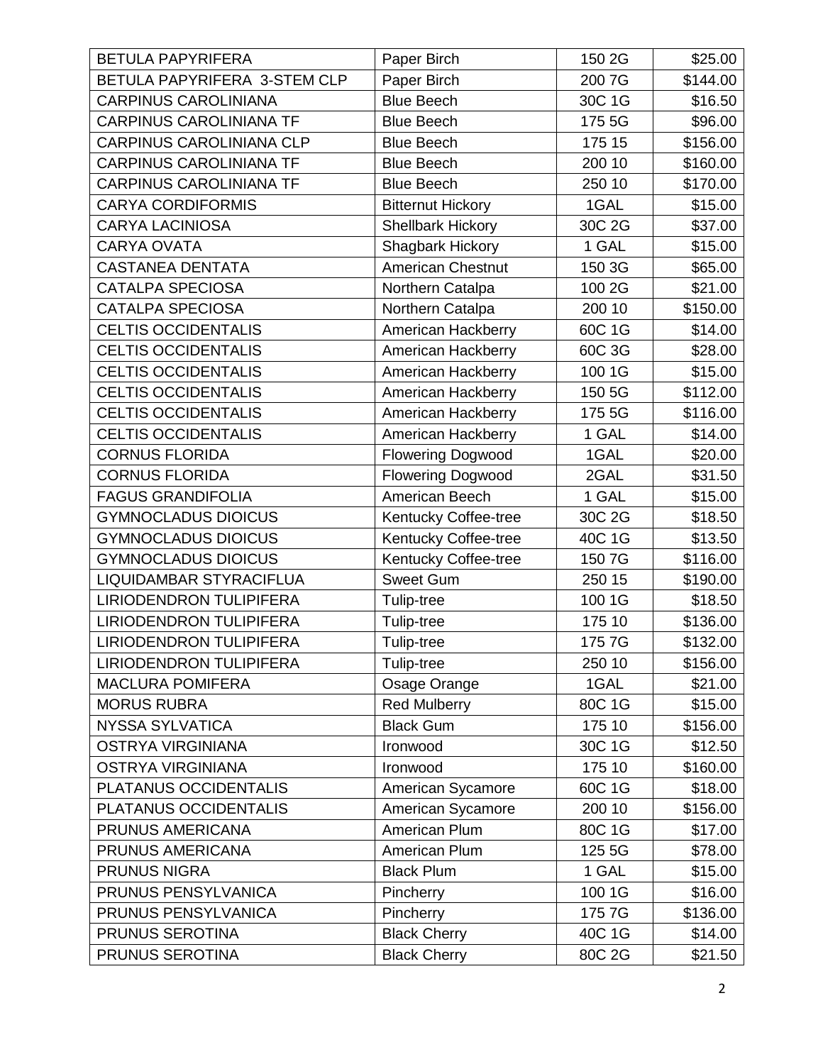| BETULA PAPYRIFERA | Paper Birch | 150 2G | $25.00 |
|---|---|---|---|
| BETULA PAPYRIFERA 3-STEM CLP | Paper Birch | 200 7G | $144.00 |
| CARPINUS CAROLINIANA | Blue Beech | 30C 1G | $16.50 |
| CARPINUS CAROLINIANA TF | Blue Beech | 175 5G | $96.00 |
| CARPINUS CAROLINIANA CLP | Blue Beech | 175 15 | $156.00 |
| CARPINUS CAROLINIANA TF | Blue Beech | 200 10 | $160.00 |
| CARPINUS CAROLINIANA TF | Blue Beech | 250 10 | $170.00 |
| CARYA CORDIFORMIS | Bitternut Hickory | 1GAL | $15.00 |
| CARYA LACINIOSA | Shellbark Hickory | 30C 2G | $37.00 |
| CARYA OVATA | Shagbark Hickory | 1 GAL | $15.00 |
| CASTANEA DENTATA | American Chestnut | 150 3G | $65.00 |
| CATALPA SPECIOSA | Northern Catalpa | 100 2G | $21.00 |
| CATALPA SPECIOSA | Northern Catalpa | 200 10 | $150.00 |
| CELTIS OCCIDENTALIS | American Hackberry | 60C 1G | $14.00 |
| CELTIS OCCIDENTALIS | American Hackberry | 60C 3G | $28.00 |
| CELTIS OCCIDENTALIS | American Hackberry | 100 1G | $15.00 |
| CELTIS OCCIDENTALIS | American Hackberry | 150 5G | $112.00 |
| CELTIS OCCIDENTALIS | American Hackberry | 175 5G | $116.00 |
| CELTIS OCCIDENTALIS | American Hackberry | 1 GAL | $14.00 |
| CORNUS FLORIDA | Flowering Dogwood | 1GAL | $20.00 |
| CORNUS FLORIDA | Flowering Dogwood | 2GAL | $31.50 |
| FAGUS GRANDIFOLIA | American Beech | 1 GAL | $15.00 |
| GYMNOCLADUS DIOICUS | Kentucky Coffee-tree | 30C 2G | $18.50 |
| GYMNOCLADUS DIOICUS | Kentucky Coffee-tree | 40C 1G | $13.50 |
| GYMNOCLADUS DIOICUS | Kentucky Coffee-tree | 150 7G | $116.00 |
| LIQUIDAMBAR STYRACIFLUA | Sweet Gum | 250 15 | $190.00 |
| LIRIODENDRON TULIPIFERA | Tulip-tree | 100 1G | $18.50 |
| LIRIODENDRON TULIPIFERA | Tulip-tree | 175 10 | $136.00 |
| LIRIODENDRON TULIPIFERA | Tulip-tree | 175 7G | $132.00 |
| LIRIODENDRON TULIPIFERA | Tulip-tree | 250 10 | $156.00 |
| MACLURA POMIFERA | Osage Orange | 1GAL | $21.00 |
| MORUS RUBRA | Red Mulberry | 80C 1G | $15.00 |
| NYSSA SYLVATICA | Black Gum | 175 10 | $156.00 |
| OSTRYA VIRGINIANA | Ironwood | 30C 1G | $12.50 |
| OSTRYA VIRGINIANA | Ironwood | 175 10 | $160.00 |
| PLATANUS OCCIDENTALIS | American Sycamore | 60C 1G | $18.00 |
| PLATANUS OCCIDENTALIS | American Sycamore | 200 10 | $156.00 |
| PRUNUS AMERICANA | American Plum | 80C 1G | $17.00 |
| PRUNUS AMERICANA | American Plum | 125 5G | $78.00 |
| PRUNUS NIGRA | Black Plum | 1 GAL | $15.00 |
| PRUNUS PENSYLVANICA | Pincherry | 100 1G | $16.00 |
| PRUNUS PENSYLVANICA | Pincherry | 175 7G | $136.00 |
| PRUNUS SEROTINA | Black Cherry | 40C 1G | $14.00 |
| PRUNUS SEROTINA | Black Cherry | 80C 2G | $21.50 |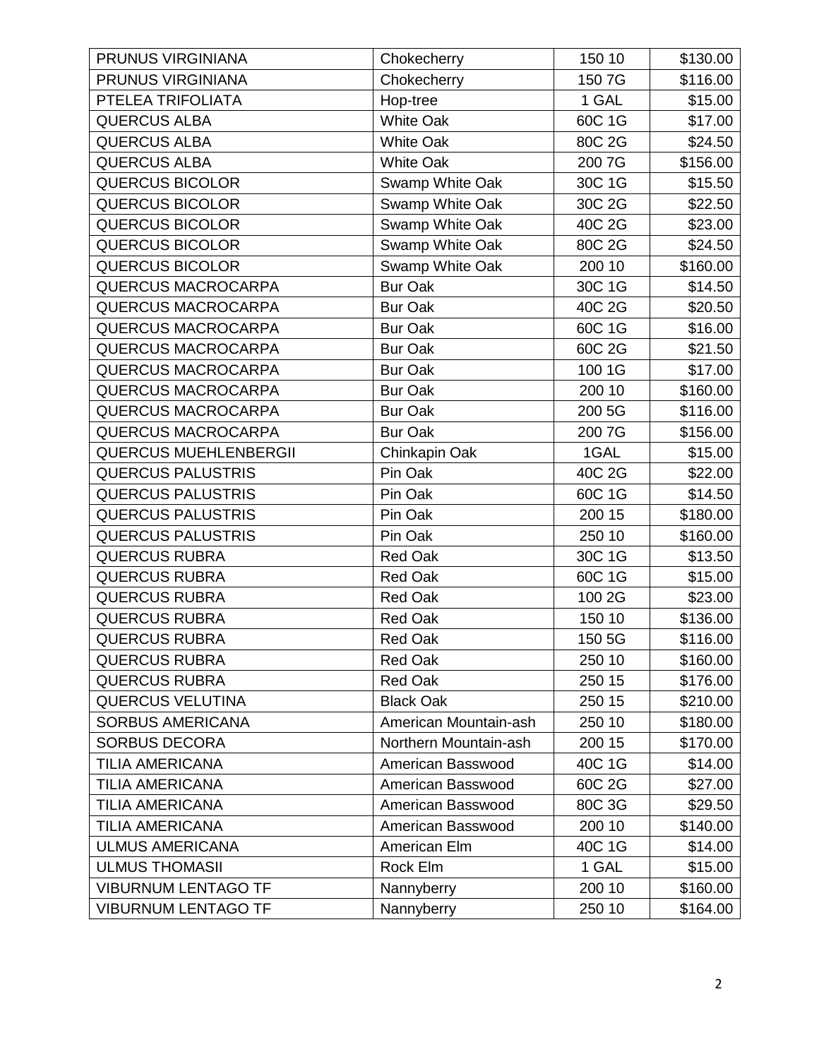| PRUNUS VIRGINIANA | Chokecherry | 150 10 | $130.00 |
|---|---|---|---|
| PRUNUS VIRGINIANA | Chokecherry | 150 7G | $116.00 |
| PTELEA TRIFOLIATA | Hop-tree | 1 GAL | $15.00 |
| QUERCUS ALBA | White Oak | 60C 1G | $17.00 |
| QUERCUS ALBA | White Oak | 80C 2G | $24.50 |
| QUERCUS ALBA | White Oak | 200 7G | $156.00 |
| QUERCUS BICOLOR | Swamp White Oak | 30C 1G | $15.50 |
| QUERCUS BICOLOR | Swamp White Oak | 30C 2G | $22.50 |
| QUERCUS BICOLOR | Swamp White Oak | 40C 2G | $23.00 |
| QUERCUS BICOLOR | Swamp White Oak | 80C 2G | $24.50 |
| QUERCUS BICOLOR | Swamp White Oak | 200 10 | $160.00 |
| QUERCUS MACROCARPA | Bur Oak | 30C 1G | $14.50 |
| QUERCUS MACROCARPA | Bur Oak | 40C 2G | $20.50 |
| QUERCUS MACROCARPA | Bur Oak | 60C 1G | $16.00 |
| QUERCUS MACROCARPA | Bur Oak | 60C 2G | $21.50 |
| QUERCUS MACROCARPA | Bur Oak | 100 1G | $17.00 |
| QUERCUS MACROCARPA | Bur Oak | 200 10 | $160.00 |
| QUERCUS MACROCARPA | Bur Oak | 200 5G | $116.00 |
| QUERCUS MACROCARPA | Bur Oak | 200 7G | $156.00 |
| QUERCUS MUEHLENBERGII | Chinkapin Oak | 1GAL | $15.00 |
| QUERCUS PALUSTRIS | Pin Oak | 40C 2G | $22.00 |
| QUERCUS PALUSTRIS | Pin Oak | 60C 1G | $14.50 |
| QUERCUS PALUSTRIS | Pin Oak | 200 15 | $180.00 |
| QUERCUS PALUSTRIS | Pin Oak | 250 10 | $160.00 |
| QUERCUS RUBRA | Red Oak | 30C 1G | $13.50 |
| QUERCUS RUBRA | Red Oak | 60C 1G | $15.00 |
| QUERCUS RUBRA | Red Oak | 100 2G | $23.00 |
| QUERCUS RUBRA | Red Oak | 150 10 | $136.00 |
| QUERCUS RUBRA | Red Oak | 150 5G | $116.00 |
| QUERCUS RUBRA | Red Oak | 250 10 | $160.00 |
| QUERCUS RUBRA | Red Oak | 250 15 | $176.00 |
| QUERCUS VELUTINA | Black Oak | 250 15 | $210.00 |
| SORBUS AMERICANA | American Mountain-ash | 250 10 | $180.00 |
| SORBUS DECORA | Northern Mountain-ash | 200 15 | $170.00 |
| TILIA AMERICANA | American Basswood | 40C 1G | $14.00 |
| TILIA AMERICANA | American Basswood | 60C 2G | $27.00 |
| TILIA AMERICANA | American Basswood | 80C 3G | $29.50 |
| TILIA AMERICANA | American Basswood | 200 10 | $140.00 |
| ULMUS AMERICANA | American Elm | 40C 1G | $14.00 |
| ULMUS THOMASII | Rock Elm | 1 GAL | $15.00 |
| VIBURNUM LENTAGO TF | Nannyberry | 200 10 | $160.00 |
| VIBURNUM LENTAGO TF | Nannyberry | 250 10 | $164.00 |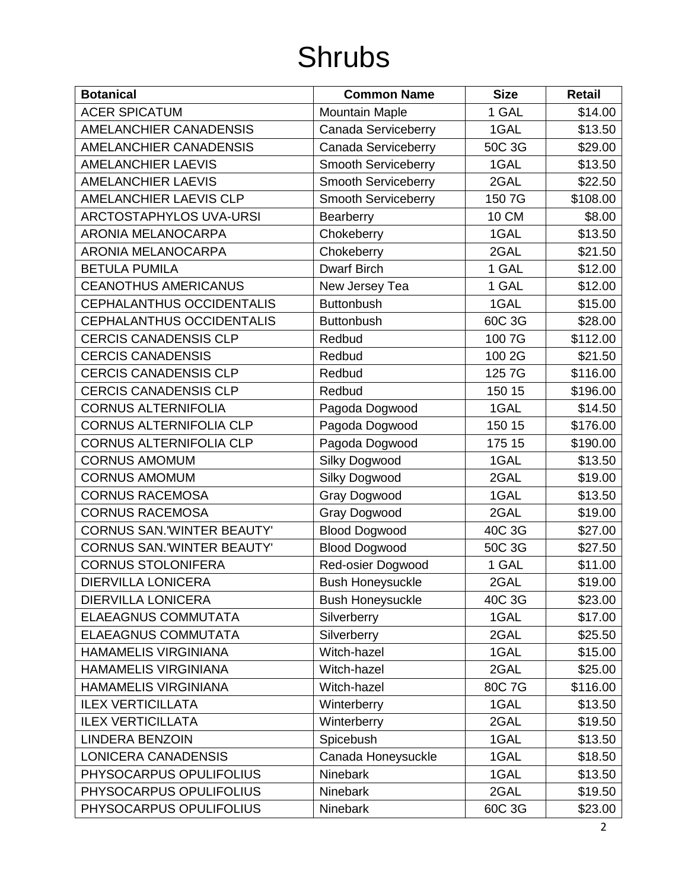# Shrubs

| Botanical | Common Name | Size | Retail |
|---|---|---|---|
| ACER SPICATUM | Mountain Maple | 1 GAL | $14.00 |
| AMELANCHIER CANADENSIS | Canada Serviceberry | 1GAL | $13.50 |
| AMELANCHIER CANADENSIS | Canada Serviceberry | 50C 3G | $29.00 |
| AMELANCHIER LAEVIS | Smooth Serviceberry | 1GAL | $13.50 |
| AMELANCHIER LAEVIS | Smooth Serviceberry | 2GAL | $22.50 |
| AMELANCHIER LAEVIS CLP | Smooth Serviceberry | 150 7G | $108.00 |
| ARCTOSTAPHYLOS UVA-URSI | Bearberry | 10 CM | $8.00 |
| ARONIA MELANOCARPA | Chokeberry | 1GAL | $13.50 |
| ARONIA MELANOCARPA | Chokeberry | 2GAL | $21.50 |
| BETULA PUMILA | Dwarf Birch | 1 GAL | $12.00 |
| CEANOTHUS AMERICANUS | New Jersey Tea | 1 GAL | $12.00 |
| CEPHALANTHUS OCCIDENTALIS | Buttonbush | 1GAL | $15.00 |
| CEPHALANTHUS OCCIDENTALIS | Buttonbush | 60C 3G | $28.00 |
| CERCIS CANADENSIS CLP | Redbud | 100 7G | $112.00 |
| CERCIS CANADENSIS | Redbud | 100 2G | $21.50 |
| CERCIS CANADENSIS CLP | Redbud | 125 7G | $116.00 |
| CERCIS CANADENSIS CLP | Redbud | 150 15 | $196.00 |
| CORNUS ALTERNIFOLIA | Pagoda Dogwood | 1GAL | $14.50 |
| CORNUS ALTERNIFOLIA CLP | Pagoda Dogwood | 150 15 | $176.00 |
| CORNUS ALTERNIFOLIA CLP | Pagoda Dogwood | 175 15 | $190.00 |
| CORNUS AMOMUM | Silky Dogwood | 1GAL | $13.50 |
| CORNUS AMOMUM | Silky Dogwood | 2GAL | $19.00 |
| CORNUS RACEMOSA | Gray Dogwood | 1GAL | $13.50 |
| CORNUS RACEMOSA | Gray Dogwood | 2GAL | $19.00 |
| CORNUS SAN.'WINTER BEAUTY' | Blood Dogwood | 40C 3G | $27.00 |
| CORNUS SAN.'WINTER BEAUTY' | Blood Dogwood | 50C 3G | $27.50 |
| CORNUS STOLONIFERA | Red-osier Dogwood | 1 GAL | $11.00 |
| DIERVILLA LONICERA | Bush Honeysuckle | 2GAL | $19.00 |
| DIERVILLA LONICERA | Bush Honeysuckle | 40C 3G | $23.00 |
| ELAEAGNUS COMMUTATA | Silverberry | 1GAL | $17.00 |
| ELAEAGNUS COMMUTATA | Silverberry | 2GAL | $25.50 |
| HAMAMELIS VIRGINIANA | Witch-hazel | 1GAL | $15.00 |
| HAMAMELIS VIRGINIANA | Witch-hazel | 2GAL | $25.00 |
| HAMAMELIS VIRGINIANA | Witch-hazel | 80C 7G | $116.00 |
| ILEX VERTICILLATA | Winterberry | 1GAL | $13.50 |
| ILEX VERTICILLATA | Winterberry | 2GAL | $19.50 |
| LINDERA BENZOIN | Spicebush | 1GAL | $13.50 |
| LONICERA CANADENSIS | Canada Honeysuckle | 1GAL | $18.50 |
| PHYSOCARPUS OPULIFOLIUS | Ninebark | 1GAL | $13.50 |
| PHYSOCARPUS OPULIFOLIUS | Ninebark | 2GAL | $19.50 |
| PHYSOCARPUS OPULIFOLIUS | Ninebark | 60C 3G | $23.00 |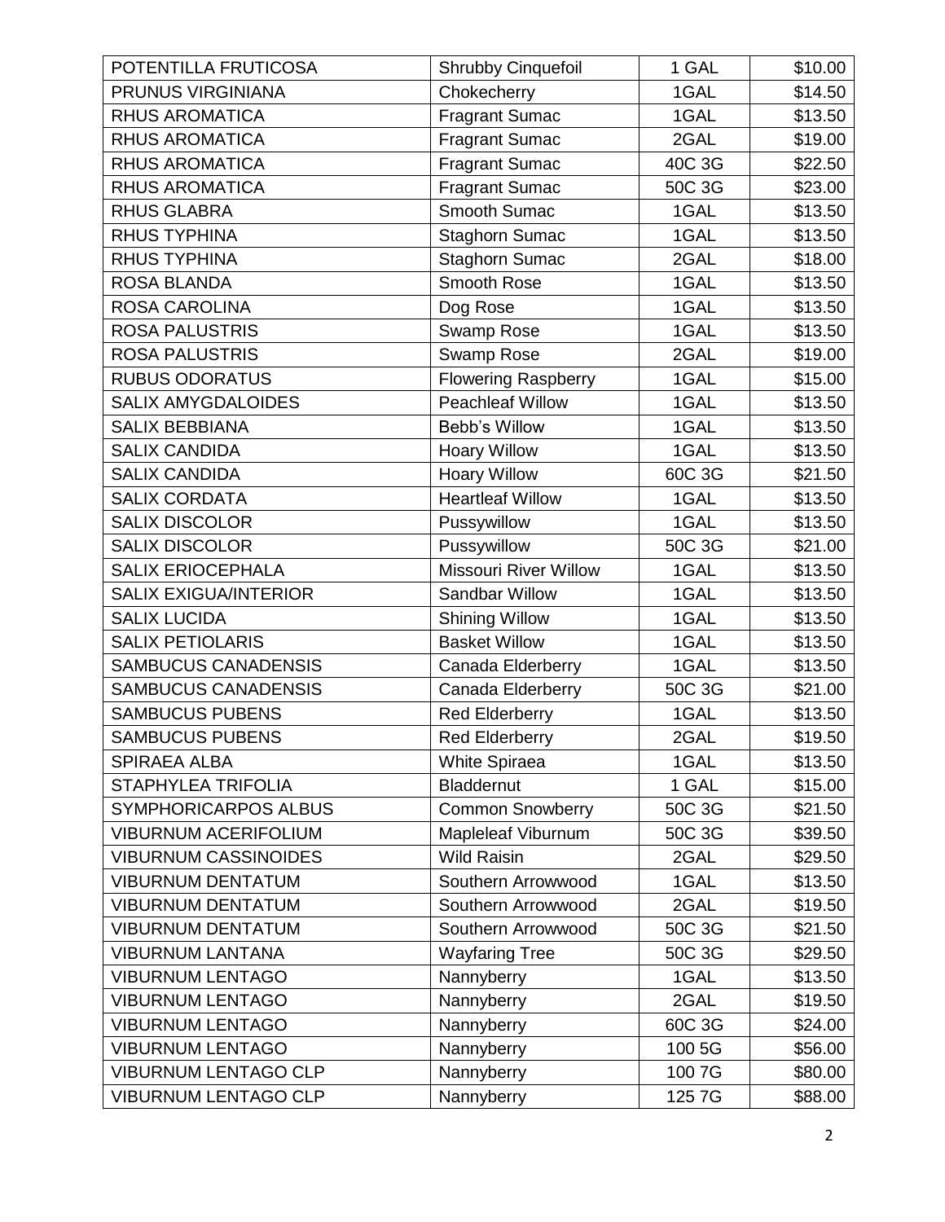| POTENTILLA FRUTICOSA | Shrubby Cinquefoil | 1 GAL | $10.00 |
|---|---|---|---|
| PRUNUS VIRGINIANA | Chokecherry | 1GAL | $14.50 |
| RHUS AROMATICA | Fragrant Sumac | 1GAL | $13.50 |
| RHUS AROMATICA | Fragrant Sumac | 2GAL | $19.00 |
| RHUS AROMATICA | Fragrant Sumac | 40C 3G | $22.50 |
| RHUS AROMATICA | Fragrant Sumac | 50C 3G | $23.00 |
| RHUS GLABRA | Smooth Sumac | 1GAL | $13.50 |
| RHUS TYPHINA | Staghorn Sumac | 1GAL | $13.50 |
| RHUS TYPHINA | Staghorn Sumac | 2GAL | $18.00 |
| ROSA BLANDA | Smooth Rose | 1GAL | $13.50 |
| ROSA CAROLINA | Dog Rose | 1GAL | $13.50 |
| ROSA PALUSTRIS | Swamp Rose | 1GAL | $13.50 |
| ROSA PALUSTRIS | Swamp Rose | 2GAL | $19.00 |
| RUBUS ODORATUS | Flowering Raspberry | 1GAL | $15.00 |
| SALIX AMYGDALOIDES | Peachleaf Willow | 1GAL | $13.50 |
| SALIX BEBBIANA | Bebb's Willow | 1GAL | $13.50 |
| SALIX CANDIDA | Hoary Willow | 1GAL | $13.50 |
| SALIX CANDIDA | Hoary Willow | 60C 3G | $21.50 |
| SALIX CORDATA | Heartleaf Willow | 1GAL | $13.50 |
| SALIX DISCOLOR | Pussywillow | 1GAL | $13.50 |
| SALIX DISCOLOR | Pussywillow | 50C 3G | $21.00 |
| SALIX ERIOCEPHALA | Missouri River Willow | 1GAL | $13.50 |
| SALIX EXIGUA/INTERIOR | Sandbar Willow | 1GAL | $13.50 |
| SALIX LUCIDA | Shining Willow | 1GAL | $13.50 |
| SALIX PETIOLARIS | Basket Willow | 1GAL | $13.50 |
| SAMBUCUS CANADENSIS | Canada Elderberry | 1GAL | $13.50 |
| SAMBUCUS CANADENSIS | Canada Elderberry | 50C 3G | $21.00 |
| SAMBUCUS PUBENS | Red Elderberry | 1GAL | $13.50 |
| SAMBUCUS PUBENS | Red Elderberry | 2GAL | $19.50 |
| SPIRAEA ALBA | White Spiraea | 1GAL | $13.50 |
| STAPHYLEA TRIFOLIA | Bladdernut | 1 GAL | $15.00 |
| SYMPHORICARPOS ALBUS | Common Snowberry | 50C 3G | $21.50 |
| VIBURNUM ACERIFOLIUM | Mapleleaf Viburnum | 50C 3G | $39.50 |
| VIBURNUM CASSINOIDES | Wild Raisin | 2GAL | $29.50 |
| VIBURNUM DENTATUM | Southern Arrowwood | 1GAL | $13.50 |
| VIBURNUM DENTATUM | Southern Arrowwood | 2GAL | $19.50 |
| VIBURNUM DENTATUM | Southern Arrowwood | 50C 3G | $21.50 |
| VIBURNUM LANTANA | Wayfaring Tree | 50C 3G | $29.50 |
| VIBURNUM LENTAGO | Nannyberry | 1GAL | $13.50 |
| VIBURNUM LENTAGO | Nannyberry | 2GAL | $19.50 |
| VIBURNUM LENTAGO | Nannyberry | 60C 3G | $24.00 |
| VIBURNUM LENTAGO | Nannyberry | 100 5G | $56.00 |
| VIBURNUM LENTAGO CLP | Nannyberry | 100 7G | $80.00 |
| VIBURNUM LENTAGO CLP | Nannyberry | 125 7G | $88.00 |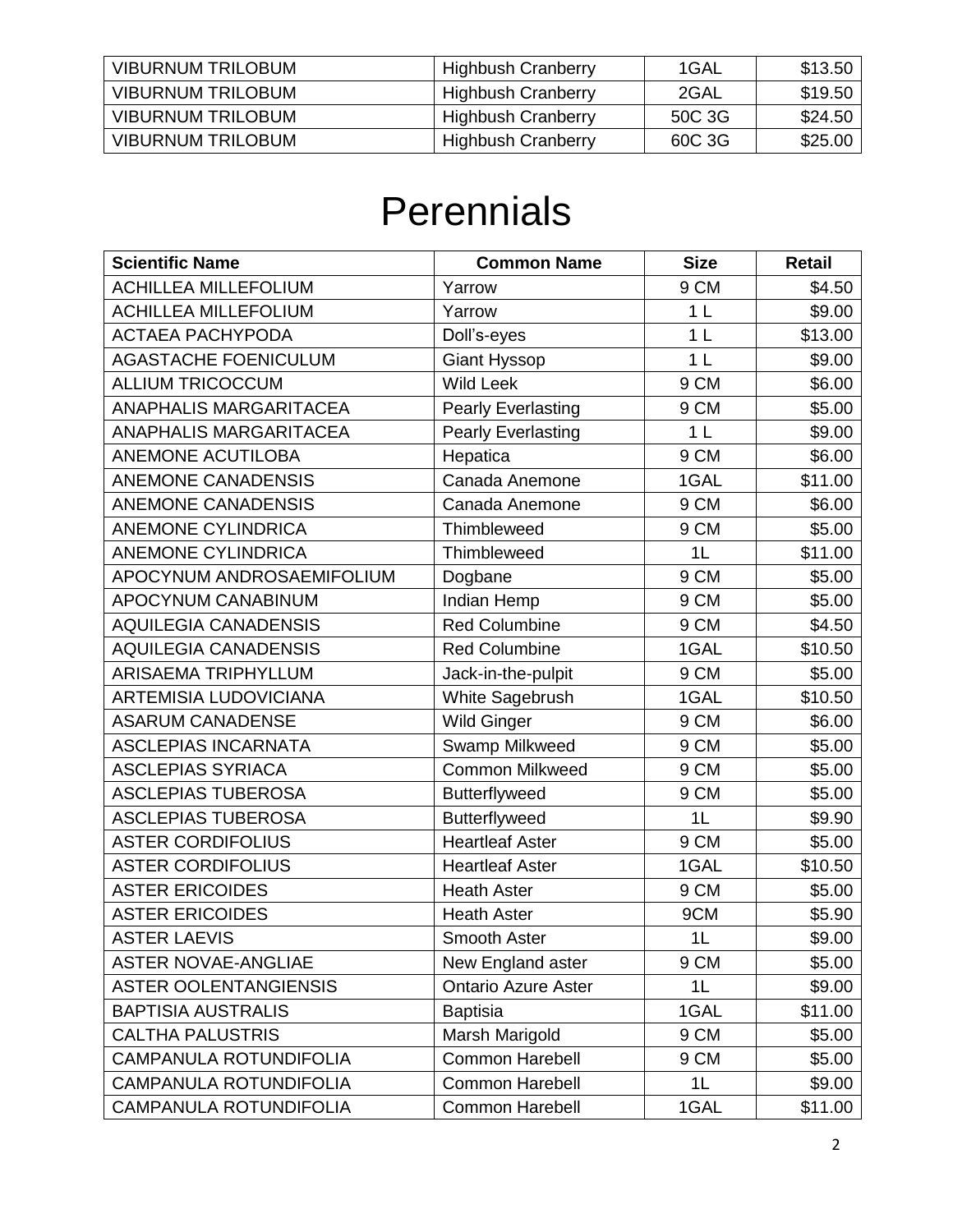| VIBURNUM TRILOBUM | Highbush Cranberry | 1GAL | $13.50 |
|---|---|---|---|
| VIBURNUM TRILOBUM | Highbush Cranberry | 2GAL | $19.50 |
| VIBURNUM TRILOBUM | Highbush Cranberry | 50C 3G | $24.50 |
| VIBURNUM TRILOBUM | Highbush Cranberry | 60C 3G | $25.00 |

# Perennials

| Scientific Name | Common Name | Size | Retail |
|---|---|---|---|
| ACHILLEA MILLEFOLIUM | Yarrow | 9 CM | $4.50 |
| ACHILLEA MILLEFOLIUM | Yarrow | 1 L | $9.00 |
| ACTAEA PACHYPODA | Doll's-eyes | 1 L | $13.00 |
| AGASTACHE FOENICULUM | Giant Hyssop | 1 L | $9.00 |
| ALLIUM TRICOCCUM | Wild Leek | 9 CM | $6.00 |
| ANAPHALIS MARGARITACEA | Pearly Everlasting | 9 CM | $5.00 |
| ANAPHALIS MARGARITACEA | Pearly Everlasting | 1 L | $9.00 |
| ANEMONE ACUTILOBA | Hepatica | 9 CM | $6.00 |
| ANEMONE CANADENSIS | Canada Anemone | 1GAL | $11.00 |
| ANEMONE CANADENSIS | Canada Anemone | 9 CM | $6.00 |
| ANEMONE CYLINDRICA | Thimbleweed | 9 CM | $5.00 |
| ANEMONE CYLINDRICA | Thimbleweed | 1L | $11.00 |
| APOCYNUM ANDROSAEMIFOLIUM | Dogbane | 9 CM | $5.00 |
| APOCYNUM CANABINUM | Indian Hemp | 9 CM | $5.00 |
| AQUILEGIA CANADENSIS | Red Columbine | 9 CM | $4.50 |
| AQUILEGIA CANADENSIS | Red Columbine | 1GAL | $10.50 |
| ARISAEMA TRIPHYLLUM | Jack-in-the-pulpit | 9 CM | $5.00 |
| ARTEMISIA LUDOVICIANA | White Sagebrush | 1GAL | $10.50 |
| ASARUM CANADENSE | Wild Ginger | 9 CM | $6.00 |
| ASCLEPIAS INCARNATA | Swamp Milkweed | 9 CM | $5.00 |
| ASCLEPIAS SYRIACA | Common Milkweed | 9 CM | $5.00 |
| ASCLEPIAS TUBEROSA | Butterflyweed | 9 CM | $5.00 |
| ASCLEPIAS TUBEROSA | Butterflyweed | 1L | $9.90 |
| ASTER CORDIFOLIUS | Heartleaf Aster | 9 CM | $5.00 |
| ASTER CORDIFOLIUS | Heartleaf Aster | 1GAL | $10.50 |
| ASTER ERICOIDES | Heath Aster | 9 CM | $5.00 |
| ASTER ERICOIDES | Heath Aster | 9CM | $5.90 |
| ASTER LAEVIS | Smooth Aster | 1L | $9.00 |
| ASTER NOVAE-ANGLIAE | New England aster | 9 CM | $5.00 |
| ASTER OOLENTANGIENSIS | Ontario Azure Aster | 1L | $9.00 |
| BAPTISIA AUSTRALIS | Baptisia | 1GAL | $11.00 |
| CALTHA PALUSTRIS | Marsh Marigold | 9 CM | $5.00 |
| CAMPANULA ROTUNDIFOLIA | Common Harebell | 9 CM | $5.00 |
| CAMPANULA ROTUNDIFOLIA | Common Harebell | 1L | $9.00 |
| CAMPANULA ROTUNDIFOLIA | Common Harebell | 1GAL | $11.00 |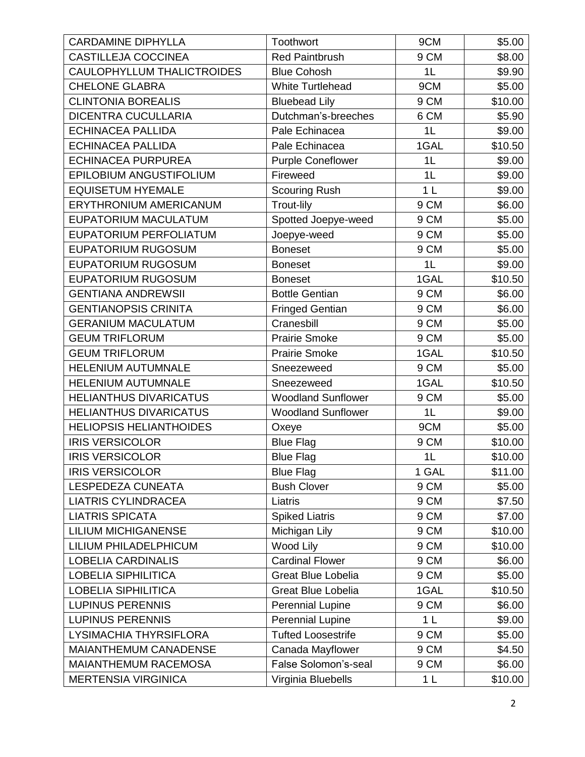| CARDAMINE DIPHYLLA | Toothwort | 9CM | \$5.00 |
|---|---|---|---|
| CASTILLEJA COCCINEA | Red Paintbrush | 9 CM | \$8.00 |
| CAULOPHYLLUM THALICTROIDES | Blue Cohosh | 1L | \$9.90 |
| CHELONE GLABRA | White Turtlehead | 9CM | \$5.00 |
| CLINTONIA BOREALIS | Bluebead Lily | 9 CM | \$10.00 |
| DICENTRA CUCULLARIA | Dutchman's-breeches | 6 CM | \$5.90 |
| ECHINACEA PALLIDA | Pale Echinacea | 1L | \$9.00 |
| ECHINACEA PALLIDA | Pale Echinacea | 1GAL | \$10.50 |
| ECHINACEA PURPUREA | Purple Coneflower | 1L | \$9.00 |
| EPILOBIUM ANGUSTIFOLIUM | Fireweed | 1L | \$9.00 |
| EQUISETUM HYEMALE | Scouring Rush | 1 L | \$9.00 |
| ERYTHRONIUM AMERICANUM | Trout-lily | 9 CM | \$6.00 |
| EUPATORIUM MACULATUM | Spotted Joepye-weed | 9 CM | \$5.00 |
| EUPATORIUM PERFOLIATUM | Joepye-weed | 9 CM | \$5.00 |
| EUPATORIUM RUGOSUM | Boneset | 9 CM | \$5.00 |
| EUPATORIUM RUGOSUM | Boneset | 1L | \$9.00 |
| EUPATORIUM RUGOSUM | Boneset | 1GAL | \$10.50 |
| GENTIANA ANDREWSII | Bottle Gentian | 9 CM | \$6.00 |
| GENTIANOPSIS CRINITA | Fringed Gentian | 9 CM | \$6.00 |
| GERANIUM MACULATUM | Cranesbill | 9 CM | \$5.00 |
| GEUM TRIFLORUM | Prairie Smoke | 9 CM | \$5.00 |
| GEUM TRIFLORUM | Prairie Smoke | 1GAL | \$10.50 |
| HELENIUM AUTUMNALE | Sneezeweed | 9 CM | \$5.00 |
| HELENIUM AUTUMNALE | Sneezeweed | 1GAL | \$10.50 |
| HELIANTHUS DIVARICATUS | Woodland Sunflower | 9 CM | \$5.00 |
| HELIANTHUS DIVARICATUS | Woodland Sunflower | 1L | \$9.00 |
| HELIOPSIS HELIANTHOIDES | Oxeye | 9CM | \$5.00 |
| IRIS VERSICOLOR | Blue Flag | 9 CM | \$10.00 |
| IRIS VERSICOLOR | Blue Flag | 1L | \$10.00 |
| IRIS VERSICOLOR | Blue Flag | 1 GAL | \$11.00 |
| LESPEDEZA CUNEATA | Bush Clover | 9 CM | \$5.00 |
| LIATRIS CYLINDRACEA | Liatris | 9 CM | \$7.50 |
| LIATRIS SPICATA | Spiked Liatris | 9 CM | \$7.00 |
| LILIUM MICHIGANENSE | Michigan Lily | 9 CM | \$10.00 |
| LILIUM PHILADELPHICUM | Wood Lily | 9 CM | \$10.00 |
| LOBELIA CARDINALIS | Cardinal Flower | 9 CM | \$6.00 |
| LOBELIA SIPHILITICA | Great Blue Lobelia | 9 CM | \$5.00 |
| LOBELIA SIPHILITICA | Great Blue Lobelia | 1GAL | \$10.50 |
| LUPINUS PERENNIS | Perennial Lupine | 9 CM | \$6.00 |
| LUPINUS PERENNIS | Perennial Lupine | 1 L | \$9.00 |
| LYSIMACHIA THYRSIFLORA | Tufted Loosestrife | 9 CM | \$5.00 |
| MAIANTHEMUM CANADENSE | Canada Mayflower | 9 CM | \$4.50 |
| MAIANTHEMUM RACEMOSA | False Solomon's-seal | 9 CM | \$6.00 |
| MERTENSIA VIRGINICA | Virginia Bluebells | 1 L | \$10.00 |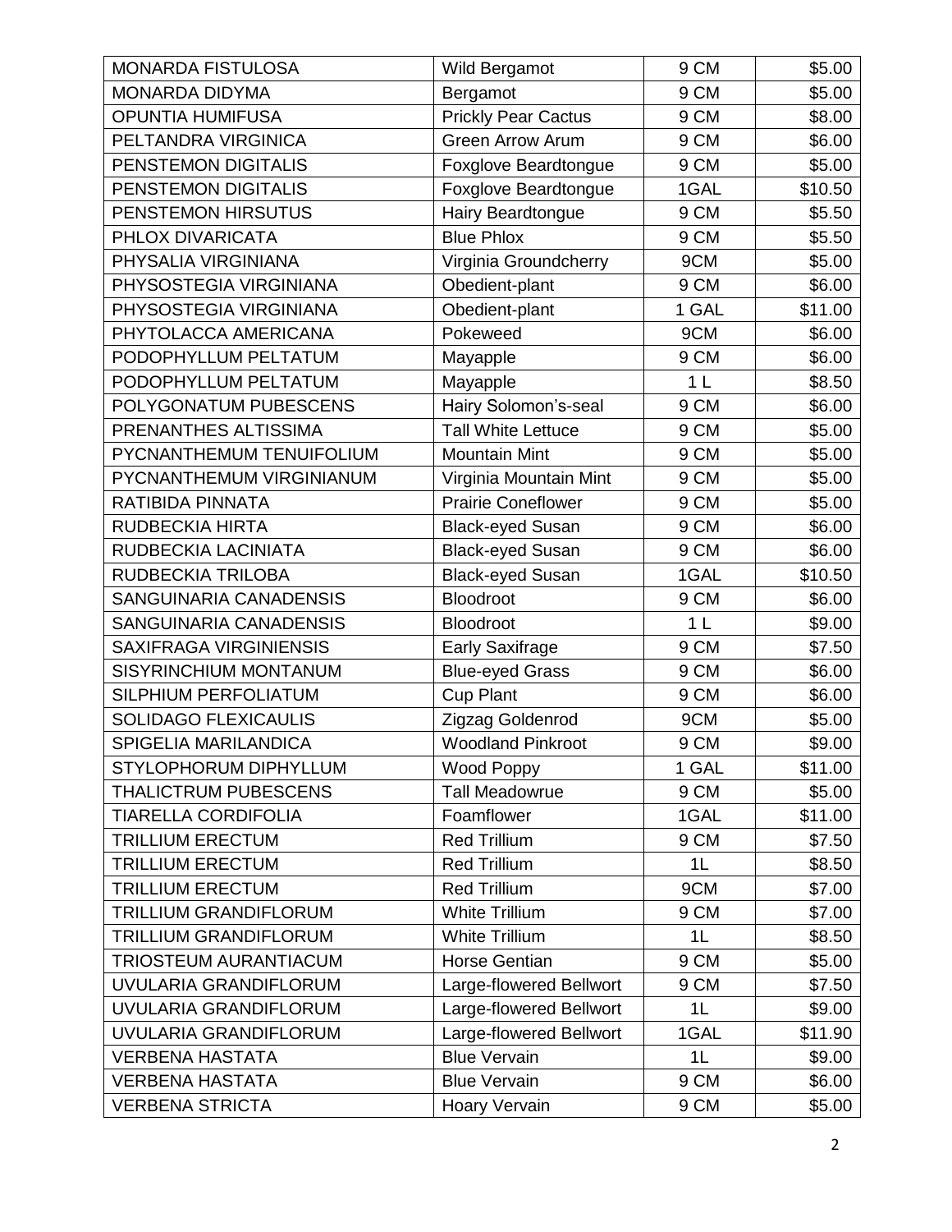| MONARDA FISTULOSA | Wild Bergamot | 9 CM | $5.00 |
|---|---|---|---|
| MONARDA DIDYMA | Bergamot | 9 CM | $5.00 |
| OPUNTIA HUMIFUSA | Prickly Pear Cactus | 9 CM | $8.00 |
| PELTANDRA VIRGINICA | Green Arrow Arum | 9 CM | $6.00 |
| PENSTEMON DIGITALIS | Foxglove Beardtongue | 9 CM | $5.00 |
| PENSTEMON DIGITALIS | Foxglove Beardtongue | 1GAL | $10.50 |
| PENSTEMON HIRSUTUS | Hairy Beardtongue | 9 CM | $5.50 |
| PHLOX DIVARICATA | Blue Phlox | 9 CM | $5.50 |
| PHYSALIA VIRGINIANA | Virginia Groundcherry | 9CM | $5.00 |
| PHYSOSTEGIA VIRGINIANA | Obedient-plant | 9 CM | $6.00 |
| PHYSOSTEGIA VIRGINIANA | Obedient-plant | 1 GAL | $11.00 |
| PHYTOLACCA AMERICANA | Pokeweed | 9CM | $6.00 |
| PODOPHYLLUM PELTATUM | Mayapple | 9 CM | $6.00 |
| PODOPHYLLUM PELTATUM | Mayapple | 1 L | $8.50 |
| POLYGONATUM PUBESCENS | Hairy Solomon's-seal | 9 CM | $6.00 |
| PRENANTHES ALTISSIMA | Tall White Lettuce | 9 CM | $5.00 |
| PYCNANTHEMUM TENUIFOLIUM | Mountain Mint | 9 CM | $5.00 |
| PYCNANTHEMUM VIRGINIANUM | Virginia Mountain Mint | 9 CM | $5.00 |
| RATIBIDA PINNATA | Prairie Coneflower | 9 CM | $5.00 |
| RUDBECKIA HIRTA | Black-eyed Susan | 9 CM | $6.00 |
| RUDBECKIA LACINIATA | Black-eyed Susan | 9 CM | $6.00 |
| RUDBECKIA TRILOBA | Black-eyed Susan | 1GAL | $10.50 |
| SANGUINARIA CANADENSIS | Bloodroot | 9 CM | $6.00 |
| SANGUINARIA CANADENSIS | Bloodroot | 1 L | $9.00 |
| SAXIFRAGA VIRGINIENSIS | Early Saxifrage | 9 CM | $7.50 |
| SISYRINCHIUM MONTANUM | Blue-eyed Grass | 9 CM | $6.00 |
| SILPHIUM PERFOLIATUM | Cup Plant | 9 CM | $6.00 |
| SOLIDAGO FLEXICAULIS | Zigzag Goldenrod | 9CM | $5.00 |
| SPIGELIA MARILANDICA | Woodland Pinkroot | 9 CM | $9.00 |
| STYLOPHORUM DIPHYLLUM | Wood Poppy | 1 GAL | $11.00 |
| THALICTRUM PUBESCENS | Tall Meadowrue | 9 CM | $5.00 |
| TIARELLA CORDIFOLIA | Foamflower | 1GAL | $11.00 |
| TRILLIUM ERECTUM | Red Trillium | 9 CM | $7.50 |
| TRILLIUM ERECTUM | Red Trillium | 1L | $8.50 |
| TRILLIUM ERECTUM | Red Trillium | 9CM | $7.00 |
| TRILLIUM GRANDIFLORUM | White Trillium | 9 CM | $7.00 |
| TRILLIUM GRANDIFLORUM | White Trillium | 1L | $8.50 |
| TRIOSTEUM AURANTIACUM | Horse Gentian | 9 CM | $5.00 |
| UVULARIA GRANDIFLORUM | Large-flowered Bellwort | 9 CM | $7.50 |
| UVULARIA GRANDIFLORUM | Large-flowered Bellwort | 1L | $9.00 |
| UVULARIA GRANDIFLORUM | Large-flowered Bellwort | 1GAL | $11.90 |
| VERBENA HASTATA | Blue Vervain | 1L | $9.00 |
| VERBENA HASTATA | Blue Vervain | 9 CM | $6.00 |
| VERBENA STRICTA | Hoary Vervain | 9 CM | $5.00 |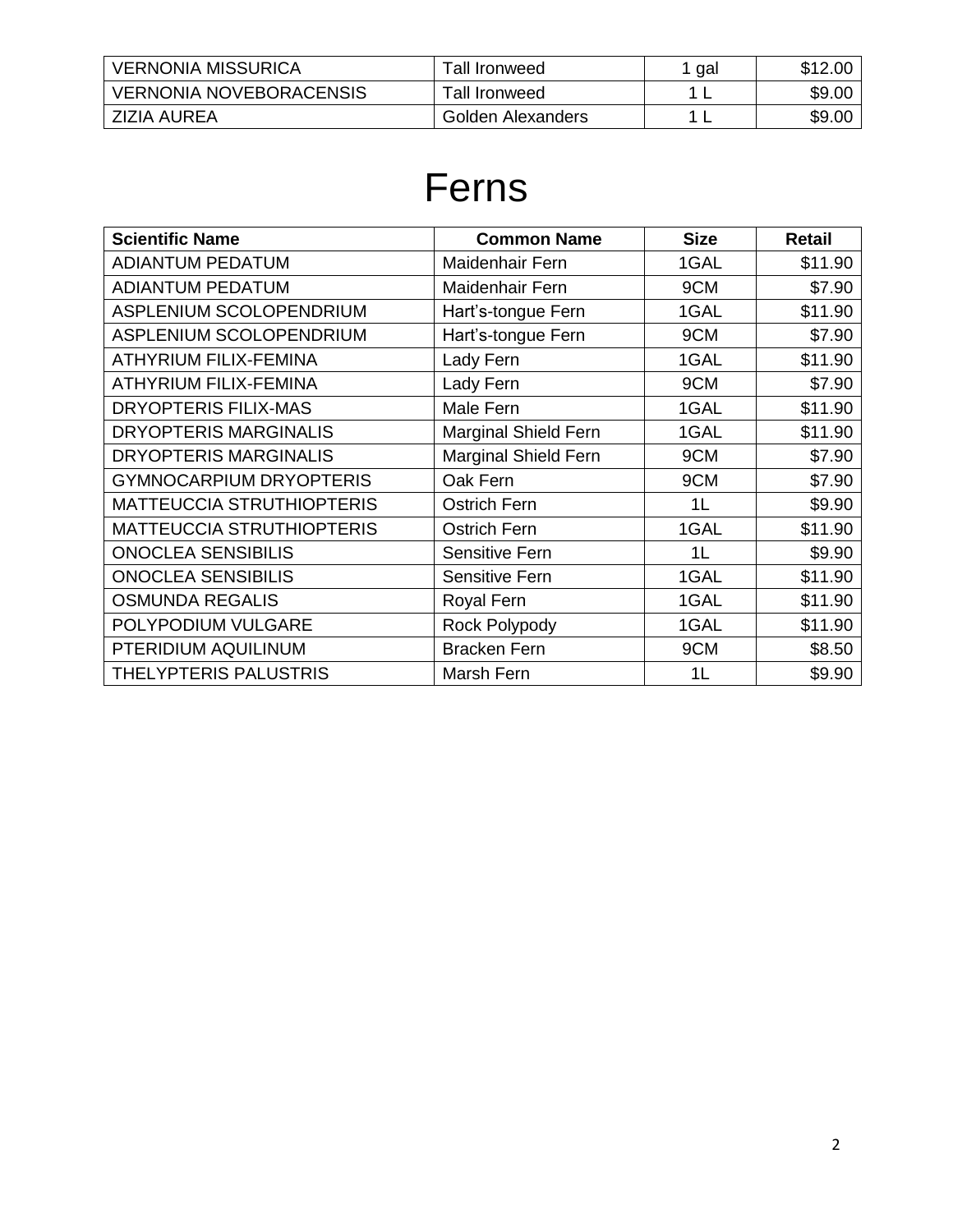| VERNONIA MISSURICA | Tall Ironweed | 1 gal | $12.00 |
|---|---|---|---|
| VERNONIA NOVEBORACENSIS | Tall Ironweed | 1 L | $9.00 |
| ZIZIA AUREA | Golden Alexanders | 1 L | $9.00 |

# Ferns

| Scientific Name | Common Name | Size | Retail |
|---|---|---|---|
| ADIANTUM PEDATUM | Maidenhair Fern | 1GAL | $11.90 |
| ADIANTUM PEDATUM | Maidenhair Fern | 9CM | $7.90 |
| ASPLENIUM SCOLOPENDRIUM | Hart's-tongue Fern | 1GAL | $11.90 |
| ASPLENIUM SCOLOPENDRIUM | Hart's-tongue Fern | 9CM | $7.90 |
| ATHYRIUM FILIX-FEMINA | Lady Fern | 1GAL | $11.90 |
| ATHYRIUM FILIX-FEMINA | Lady Fern | 9CM | $7.90 |
| DRYOPTERIS FILIX-MAS | Male Fern | 1GAL | $11.90 |
| DRYOPTERIS MARGINALIS | Marginal Shield Fern | 1GAL | $11.90 |
| DRYOPTERIS MARGINALIS | Marginal Shield Fern | 9CM | $7.90 |
| GYMNOCARPIUM DRYOPTERIS | Oak Fern | 9CM | $7.90 |
| MATTEUCCIA STRUTHIOPTERIS | Ostrich Fern | 1L | $9.90 |
| MATTEUCCIA STRUTHIOPTERIS | Ostrich Fern | 1GAL | $11.90 |
| ONOCLEA SENSIBILIS | Sensitive Fern | 1L | $9.90 |
| ONOCLEA SENSIBILIS | Sensitive Fern | 1GAL | $11.90 |
| OSMUNDA REGALIS | Royal Fern | 1GAL | $11.90 |
| POLYPODIUM VULGARE | Rock Polypody | 1GAL | $11.90 |
| PTERIDIUM AQUILINUM | Bracken Fern | 9CM | $8.50 |
| THELYPTERIS PALUSTRIS | Marsh Fern | 1L | $9.90 |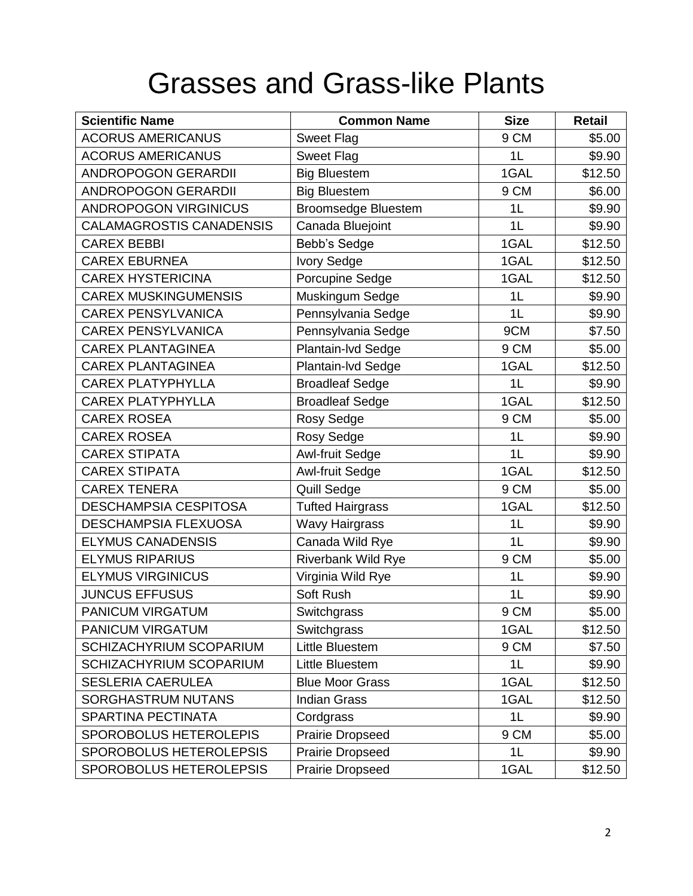# Grasses and Grass-like Plants

| Scientific Name | Common Name | Size | Retail |
|---|---|---|---|
| ACORUS AMERICANUS | Sweet Flag | 9 CM | $5.00 |
| ACORUS AMERICANUS | Sweet Flag | 1L | $9.90 |
| ANDROPOGON GERARDII | Big Bluestem | 1GAL | $12.50 |
| ANDROPOGON GERARDII | Big Bluestem | 9 CM | $6.00 |
| ANDROPOGON VIRGINICUS | Broomsedge Bluestem | 1L | $9.90 |
| CALAMAGROSTIS CANADENSIS | Canada Bluejoint | 1L | $9.90 |
| CAREX BEBBI | Bebb's Sedge | 1GAL | $12.50 |
| CAREX EBURNEA | Ivory Sedge | 1GAL | $12.50 |
| CAREX HYSTERICINA | Porcupine Sedge | 1GAL | $12.50 |
| CAREX MUSKINGUMENSIS | Muskingum Sedge | 1L | $9.90 |
| CAREX PENSYLVANICA | Pennsylvania Sedge | 1L | $9.90 |
| CAREX PENSYLVANICA | Pennsylvania Sedge | 9CM | $7.50 |
| CAREX PLANTAGINEA | Plantain-lvd Sedge | 9 CM | $5.00 |
| CAREX PLANTAGINEA | Plantain-lvd Sedge | 1GAL | $12.50 |
| CAREX PLATYPHYLLA | Broadleaf Sedge | 1L | $9.90 |
| CAREX PLATYPHYLLA | Broadleaf Sedge | 1GAL | $12.50 |
| CAREX ROSEA | Rosy Sedge | 9 CM | $5.00 |
| CAREX ROSEA | Rosy Sedge | 1L | $9.90 |
| CAREX STIPATA | Awl-fruit Sedge | 1L | $9.90 |
| CAREX STIPATA | Awl-fruit Sedge | 1GAL | $12.50 |
| CAREX TENERA | Quill Sedge | 9 CM | $5.00 |
| DESCHAMPSIA CESPITOSA | Tufted Hairgrass | 1GAL | $12.50 |
| DESCHAMPSIA FLEXUOSA | Wavy Hairgrass | 1L | $9.90 |
| ELYMUS CANADENSIS | Canada Wild Rye | 1L | $9.90 |
| ELYMUS RIPARIUS | Riverbank Wild Rye | 9 CM | $5.00 |
| ELYMUS VIRGINICUS | Virginia Wild Rye | 1L | $9.90 |
| JUNCUS EFFUSUS | Soft Rush | 1L | $9.90 |
| PANICUM VIRGATUM | Switchgrass | 9 CM | $5.00 |
| PANICUM VIRGATUM | Switchgrass | 1GAL | $12.50 |
| SCHIZACHYRIUM SCOPARIUM | Little Bluestem | 9 CM | $7.50 |
| SCHIZACHYRIUM SCOPARIUM | Little Bluestem | 1L | $9.90 |
| SESLERIA CAERULEA | Blue Moor Grass | 1GAL | $12.50 |
| SORGHASTRUM NUTANS | Indian Grass | 1GAL | $12.50 |
| SPARTINA PECTINATA | Cordgrass | 1L | $9.90 |
| SPOROBOLUS HETEROLEPIS | Prairie Dropseed | 9 CM | $5.00 |
| SPOROBOLUS HETEROLEPSIS | Prairie Dropseed | 1L | $9.90 |
| SPOROBOLUS HETEROLEPSIS | Prairie Dropseed | 1GAL | $12.50 |